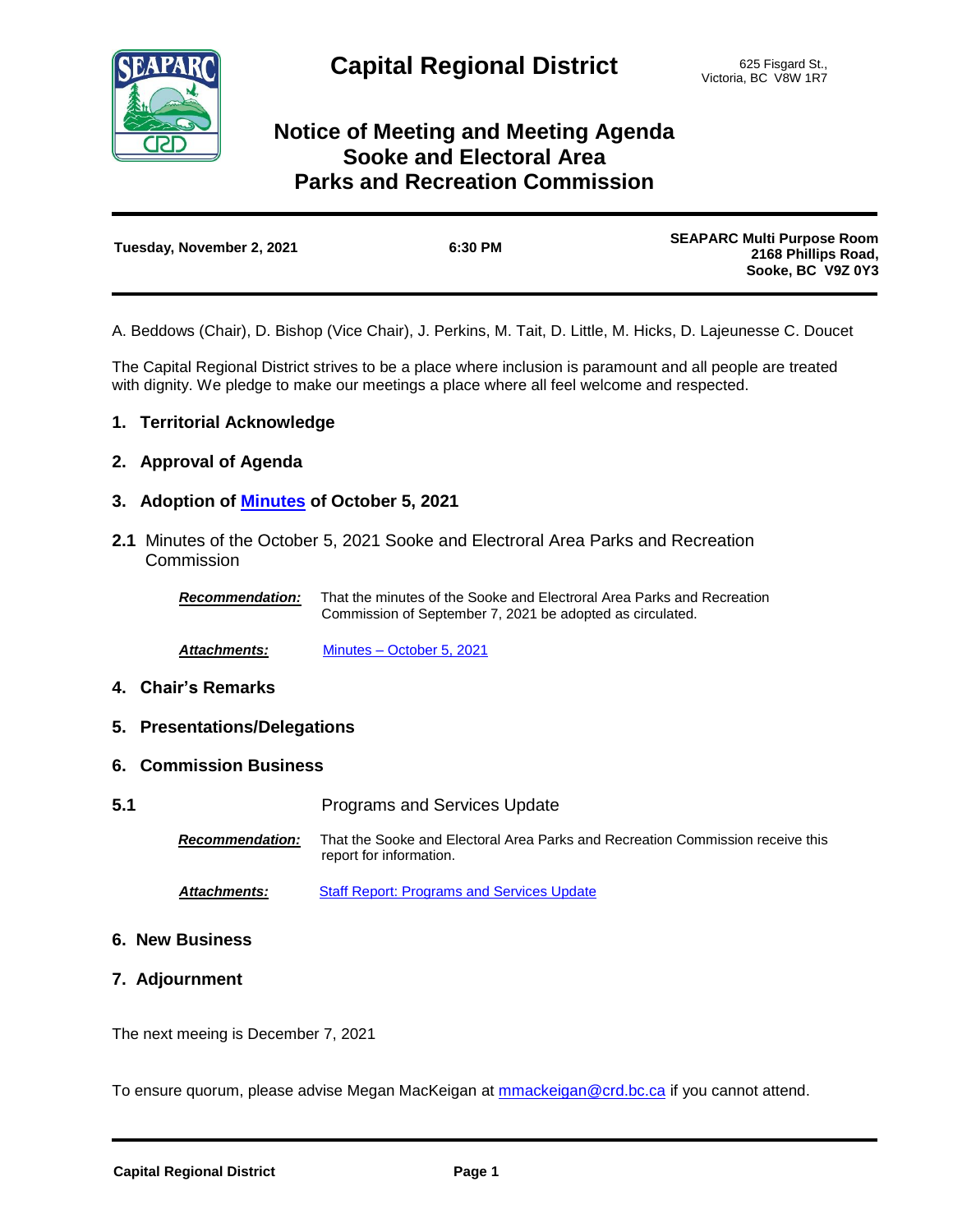# Capital Regional District

625 Fisgard St.,
Victoria, BC V8W 1R7

## Notice of Meeting and Meeting Agenda
## Sooke and Electoral Area
## Parks and Recreation Commission

| **Tuesday, November 2, 2021** | **6:30 PM** | **SEAPARC Multi Purpose Room 2168 Phillips Road, Sooke, BC V9Z 0Y3** |
|---|---|---|

A. Beddows (Chair), D. Bishop (Vice Chair), J. Perkins, M. Tait, D. Little, M. Hicks, D. Lajeunesse C. Doucet

The Capital Regional District strives to be a place where inclusion is paramount and all people are treated with dignity. We pledge to make our meetings a place where all feel welcome and respected.

### 1. Territorial Acknowledge

### 2. Approval of Agenda

### 3. Adoption of Minutes of October 5, 2021

**2.1** Minutes of the October 5, 2021 Sooke and Electroral Area Parks and Recreation Commission

***Recommendation:*** That the minutes of the Sooke and Electroral Area Parks and Recreation Commission of September 7, 2021 be adopted as circulated.

***Attachments:*** Minutes – October 5, 2021

### 4. Chair's Remarks

### 5. Presentations/Delegations

### 6. Commission Business

**5.1** Programs and Services Update

***Recommendation:*** That the Sooke and Electoral Area Parks and Recreation Commission receive this report for information.

***Attachments:*** Staff Report: Programs and Services Update

### 6. New Business

### 7. Adjournment

The next meeing is December 7, 2021

To ensure quorum, please advise Megan MacKeigan at mmackeigan@crd.bc.ca if you cannot attend.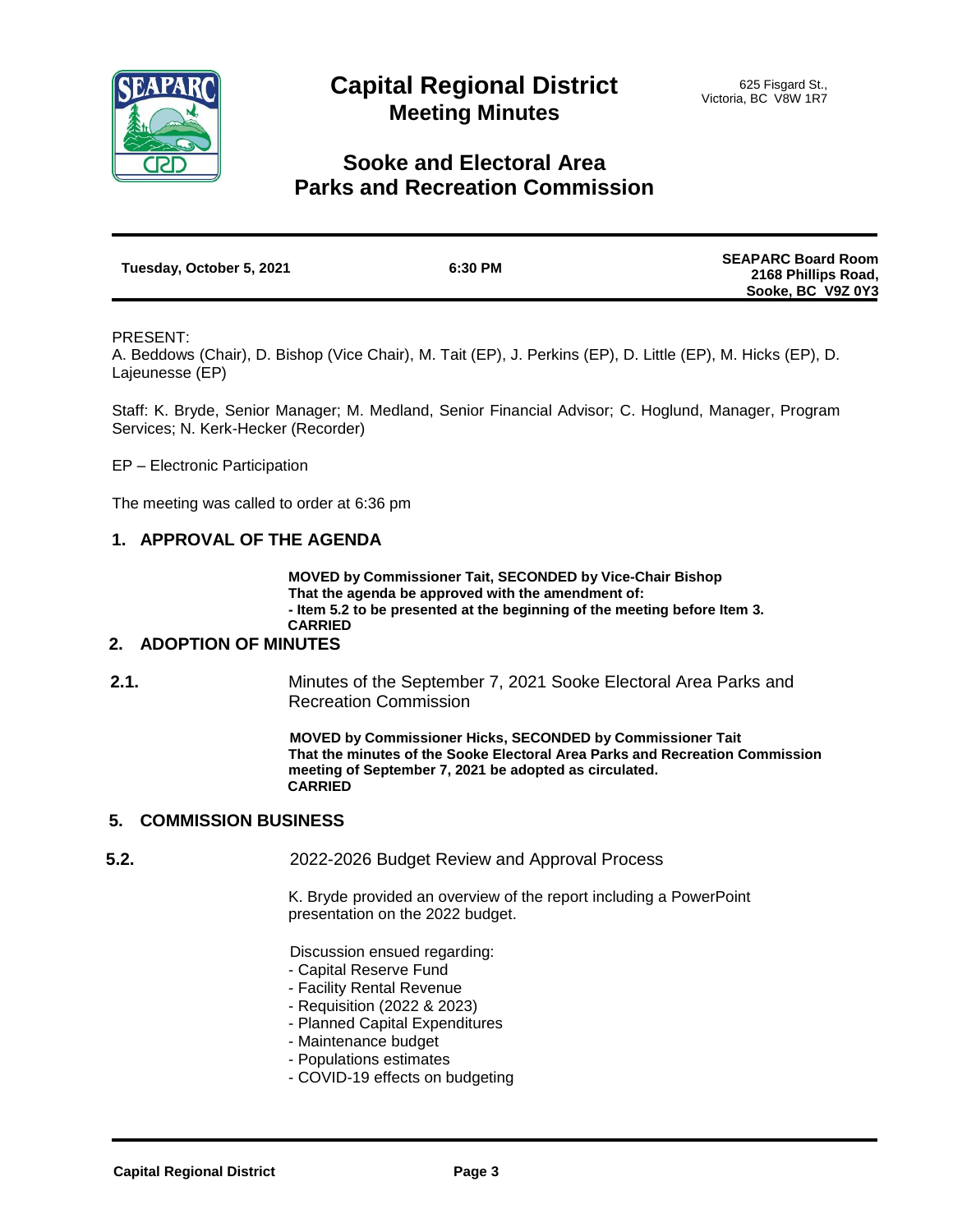# Capital Regional District
## Meeting Minutes

625 Fisgard St.,
Victoria, BC V8W 1R7

## Sooke and Electoral Area Parks and Recreation Commission

| Tuesday, October 5, 2021 | 6:30 PM | SEAPARC Board Room 2168 Phillips Road, Sooke, BC V9Z 0Y3 |
|---|---|---|

PRESENT:
A. Beddows (Chair), D. Bishop (Vice Chair), M. Tait (EP), J. Perkins (EP), D. Little (EP), M. Hicks (EP), D. Lajeunesse (EP)

Staff: K. Bryde, Senior Manager; M. Medland, Senior Financial Advisor; C. Hoglund, Manager, Program Services; N. Kerk-Hecker (Recorder)

EP – Electronic Participation

The meeting was called to order at 6:36 pm

## 1. APPROVAL OF THE AGENDA

**MOVED by Commissioner Tait, SECONDED by Vice-Chair Bishop**
**That the agenda be approved with the amendment of:**
**- Item 5.2 to be presented at the beginning of the meeting before Item 3.**
**CARRIED**

## 2. ADOPTION OF MINUTES

**2.1.** Minutes of the September 7, 2021 Sooke Electoral Area Parks and Recreation Commission

**MOVED by Commissioner Hicks, SECONDED by Commissioner Tait**
**That the minutes of the Sooke Electoral Area Parks and Recreation Commission meeting of September 7, 2021 be adopted as circulated.**
**CARRIED**

## 5. COMMISSION BUSINESS

**5.2.** 2022-2026 Budget Review and Approval Process

K. Bryde provided an overview of the report including a PowerPoint presentation on the 2022 budget.

Discussion ensued regarding:
- Capital Reserve Fund
- Facility Rental Revenue
- Requisition (2022 & 2023)
- Planned Capital Expenditures
- Maintenance budget
- Populations estimates
- COVID-19 effects on budgeting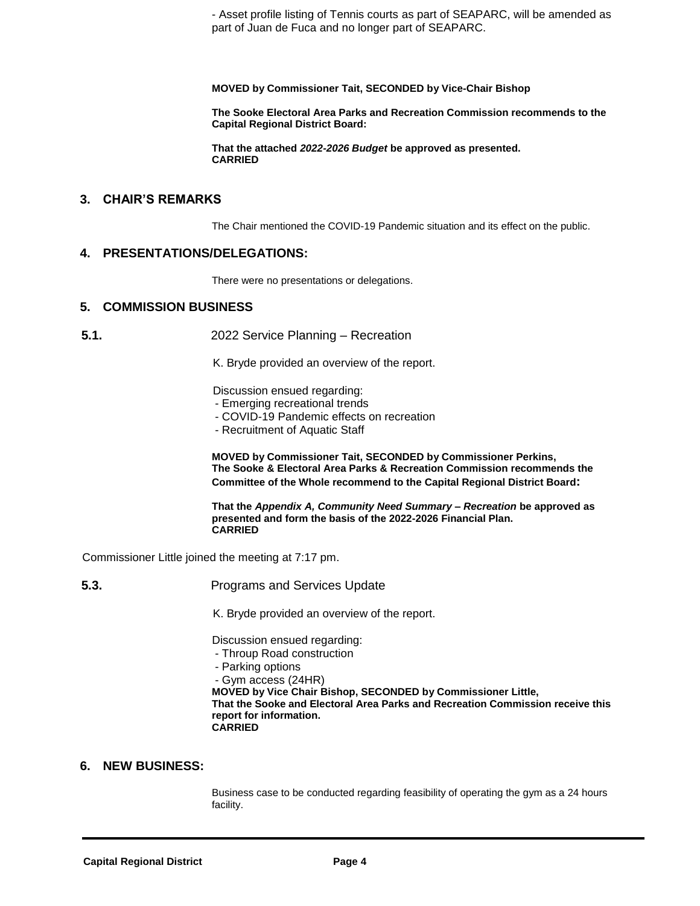- Asset profile listing of Tennis courts as part of SEAPARC, will be amended as part of Juan de Fuca and no longer part of SEAPARC.

**MOVED by Commissioner Tait, SECONDED by Vice-Chair Bishop**

**The Sooke Electoral Area Parks and Recreation Commission recommends to the Capital Regional District Board:**

**That the attached *2022-2026 Budget* be approved as presented.**
**CARRIED**

## 3. CHAIR'S REMARKS

The Chair mentioned the COVID-19 Pandemic situation and its effect on the public.

## 4. PRESENTATIONS/DELEGATIONS:

There were no presentations or delegations.

## 5. COMMISSION BUSINESS

### 5.1. 2022 Service Planning – Recreation

K. Bryde provided an overview of the report.

Discussion ensued regarding:
- Emerging recreational trends
- COVID-19 Pandemic effects on recreation
- Recruitment of Aquatic Staff

**MOVED by Commissioner Tait, SECONDED by Commissioner Perkins,**
**The Sooke & Electoral Area Parks & Recreation Commission recommends the Committee of the Whole recommend to the Capital Regional District Board:**

**That the *Appendix A, Community Need Summary – Recreation* be approved as presented and form the basis of the 2022-2026 Financial Plan.**
**CARRIED**

Commissioner Little joined the meeting at 7:17 pm.

### 5.3. Programs and Services Update

K. Bryde provided an overview of the report.

Discussion ensued regarding:
- Throup Road construction
- Parking options
- Gym access (24HR)

**MOVED by Vice Chair Bishop, SECONDED by Commissioner Little,**
**That the Sooke and Electoral Area Parks and Recreation Commission receive this report for information.**
**CARRIED**

## 6. NEW BUSINESS:

Business case to be conducted regarding feasibility of operating the gym as a 24 hours facility.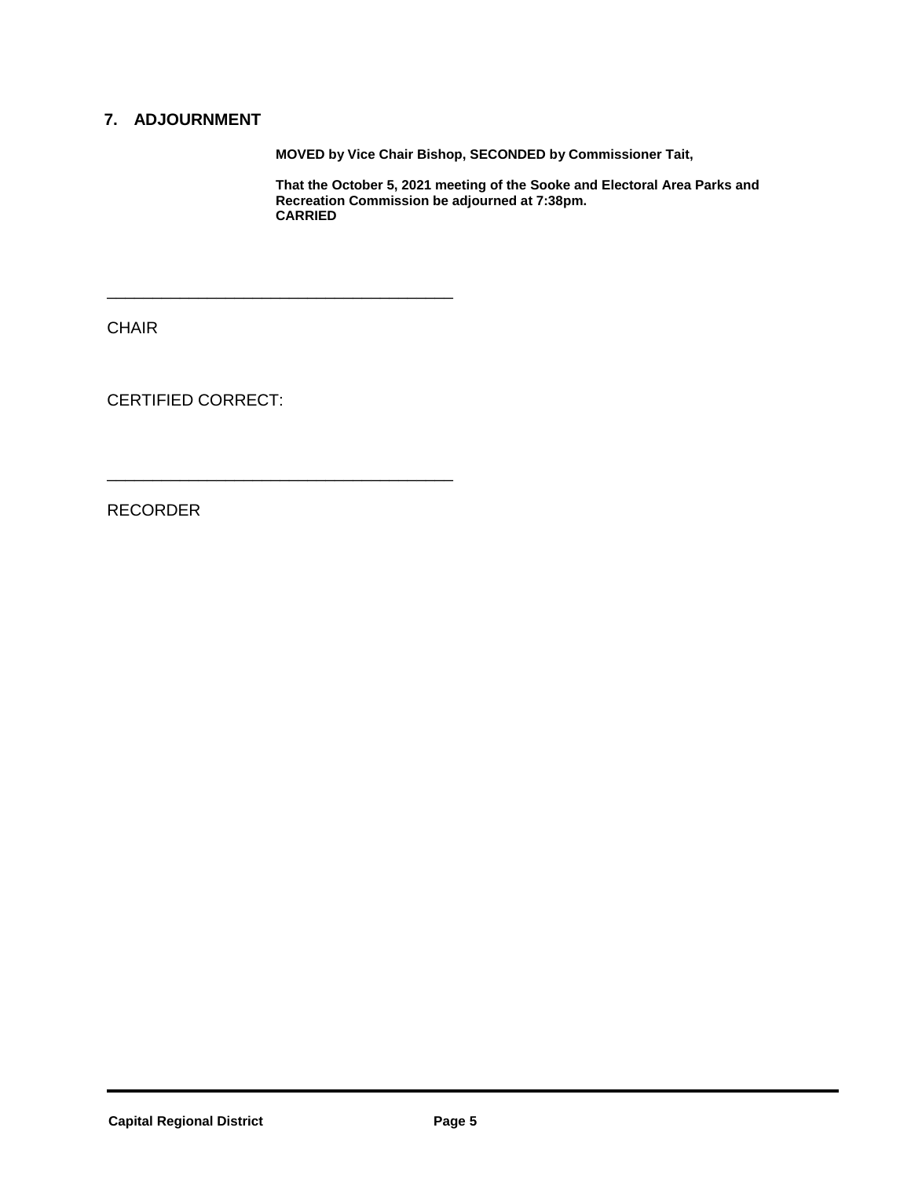## 7. ADJOURNMENT

**MOVED by Vice Chair Bishop, SECONDED by Commissioner Tait,**

**That the October 5, 2021 meeting of the Sooke and Electoral Area Parks and Recreation Commission be adjourned at 7:38pm.**
**CARRIED**

\_\_\_\_\_\_\_\_\_\_\_\_\_\_\_\_\_\_\_\_\_\_\_\_\_\_\_\_\_\_\_\_\_\_\_\_\_\_\_\_

CHAIR

CERTIFIED CORRECT:

\_\_\_\_\_\_\_\_\_\_\_\_\_\_\_\_\_\_\_\_\_\_\_\_\_\_\_\_\_\_\_\_\_\_\_\_\_\_\_\_

RECORDER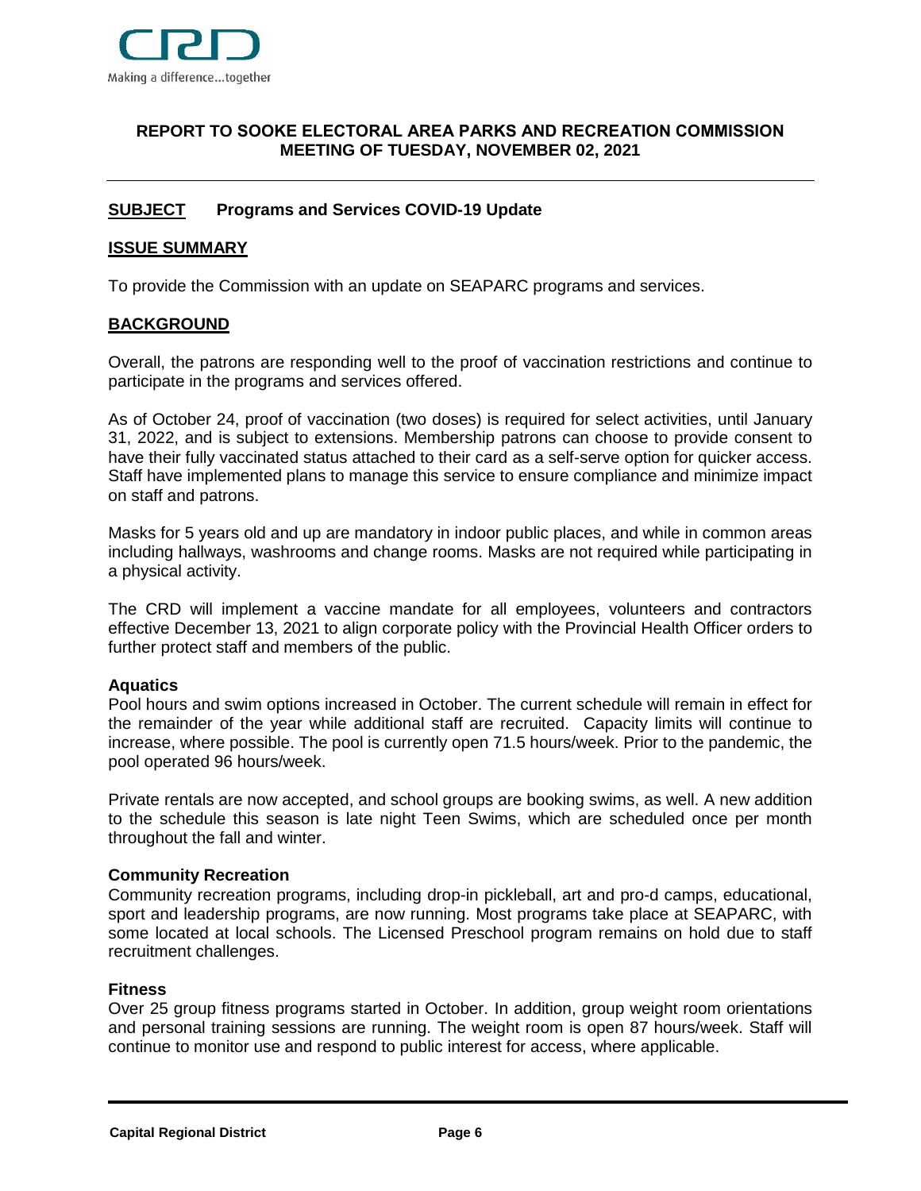## REPORT TO SOOKE ELECTORAL AREA PARKS AND RECREATION COMMISSION MEETING OF TUESDAY, NOVEMBER 02, 2021

**SUBJECT** **Programs and Services COVID-19 Update**

**ISSUE SUMMARY**

To provide the Commission with an update on SEAPARC programs and services.

**BACKGROUND**

Overall, the patrons are responding well to the proof of vaccination restrictions and continue to participate in the programs and services offered.

As of October 24, proof of vaccination (two doses) is required for select activities, until January 31, 2022, and is subject to extensions. Membership patrons can choose to provide consent to have their fully vaccinated status attached to their card as a self-serve option for quicker access. Staff have implemented plans to manage this service to ensure compliance and minimize impact on staff and patrons.

Masks for 5 years old and up are mandatory in indoor public places, and while in common areas including hallways, washrooms and change rooms. Masks are not required while participating in a physical activity.

The CRD will implement a vaccine mandate for all employees, volunteers and contractors effective December 13, 2021 to align corporate policy with the Provincial Health Officer orders to further protect staff and members of the public.

**Aquatics**

Pool hours and swim options increased in October. The current schedule will remain in effect for the remainder of the year while additional staff are recruited. Capacity limits will continue to increase, where possible. The pool is currently open 71.5 hours/week. Prior to the pandemic, the pool operated 96 hours/week.

Private rentals are now accepted, and school groups are booking swims, as well. A new addition to the schedule this season is late night Teen Swims, which are scheduled once per month throughout the fall and winter.

**Community Recreation**

Community recreation programs, including drop-in pickleball, art and pro-d camps, educational, sport and leadership programs, are now running. Most programs take place at SEAPARC, with some located at local schools. The Licensed Preschool program remains on hold due to staff recruitment challenges.

**Fitness**

Over 25 group fitness programs started in October. In addition, group weight room orientations and personal training sessions are running. The weight room is open 87 hours/week. Staff will continue to monitor use and respond to public interest for access, where applicable.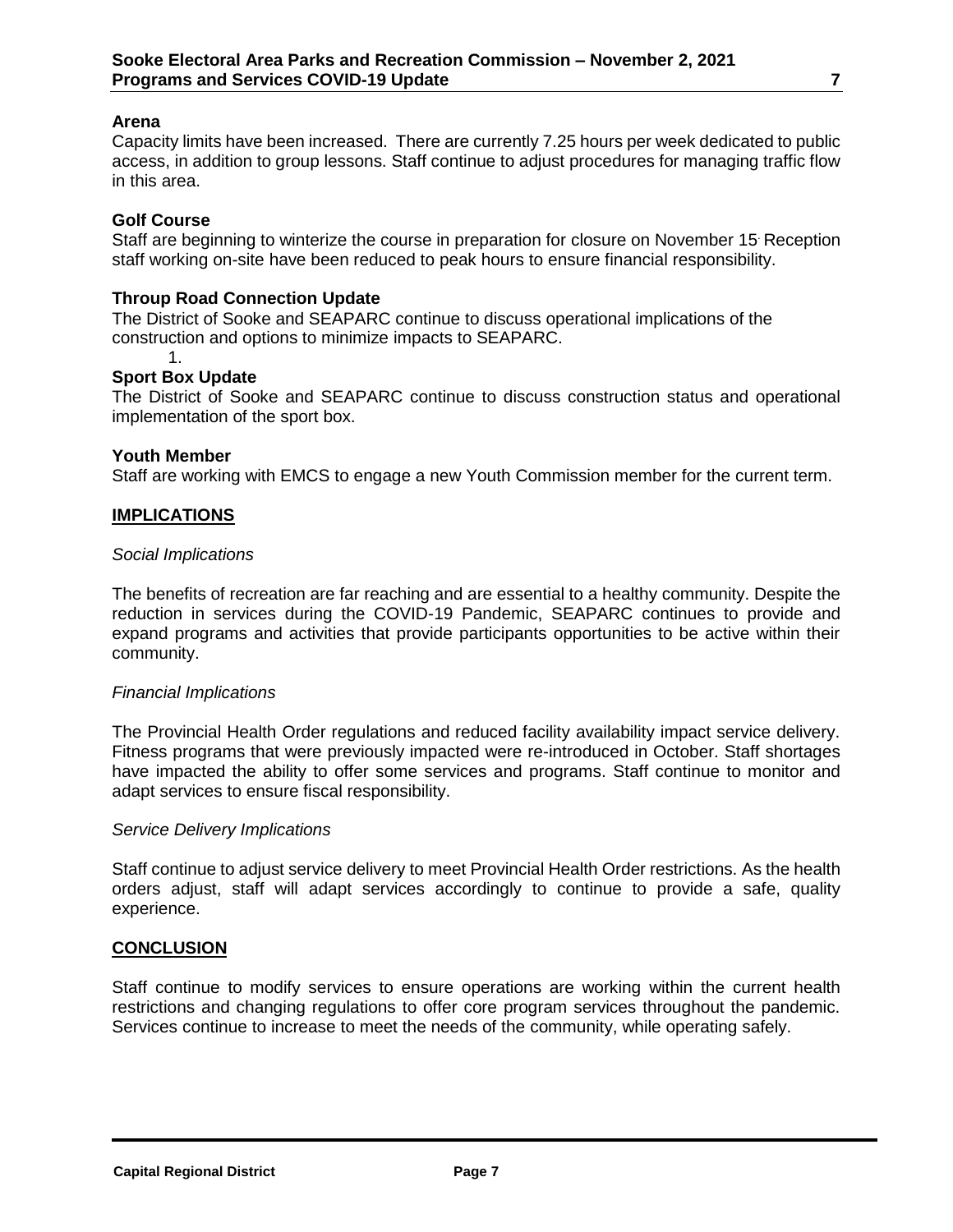**Arena**

Capacity limits have been increased. There are currently 7.25 hours per week dedicated to public access, in addition to group lessons. Staff continue to adjust procedures for managing traffic flow in this area.

**Golf Course**

Staff are beginning to winterize the course in preparation for closure on November 15. Reception staff working on-site have been reduced to peak hours to ensure financial responsibility.

**Throup Road Connection Update**

The District of Sooke and SEAPARC continue to discuss operational implications of the construction and options to minimize impacts to SEAPARC.

1.

**Sport Box Update**

The District of Sooke and SEAPARC continue to discuss construction status and operational implementation of the sport box.

**Youth Member**

Staff are working with EMCS to engage a new Youth Commission member for the current term.

## IMPLICATIONS

*Social Implications*

The benefits of recreation are far reaching and are essential to a healthy community. Despite the reduction in services during the COVID-19 Pandemic, SEAPARC continues to provide and expand programs and activities that provide participants opportunities to be active within their community.

*Financial Implications*

The Provincial Health Order regulations and reduced facility availability impact service delivery. Fitness programs that were previously impacted were re-introduced in October. Staff shortages have impacted the ability to offer some services and programs. Staff continue to monitor and adapt services to ensure fiscal responsibility.

*Service Delivery Implications*

Staff continue to adjust service delivery to meet Provincial Health Order restrictions. As the health orders adjust, staff will adapt services accordingly to continue to provide a safe, quality experience.

## CONCLUSION

Staff continue to modify services to ensure operations are working within the current health restrictions and changing regulations to offer core program services throughout the pandemic. Services continue to increase to meet the needs of the community, while operating safely.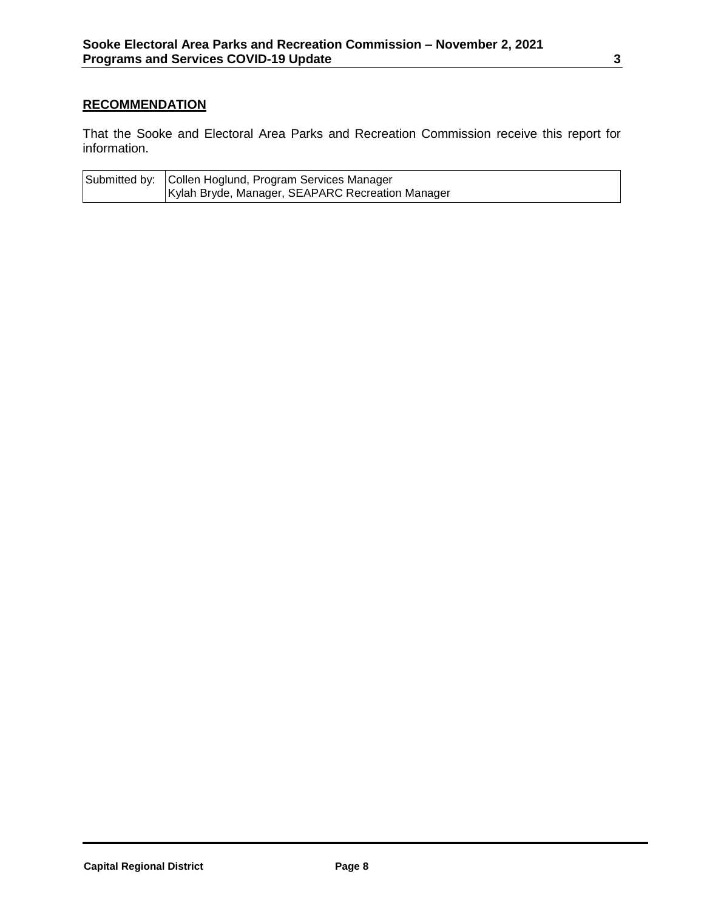## RECOMMENDATION

That the Sooke and Electoral Area Parks and Recreation Commission receive this report for information.

| | |
|---|---|
| Submitted by: | Collen Hoglund, Program Services Manager<br>Kylah Bryde, Manager, SEAPARC Recreation Manager |